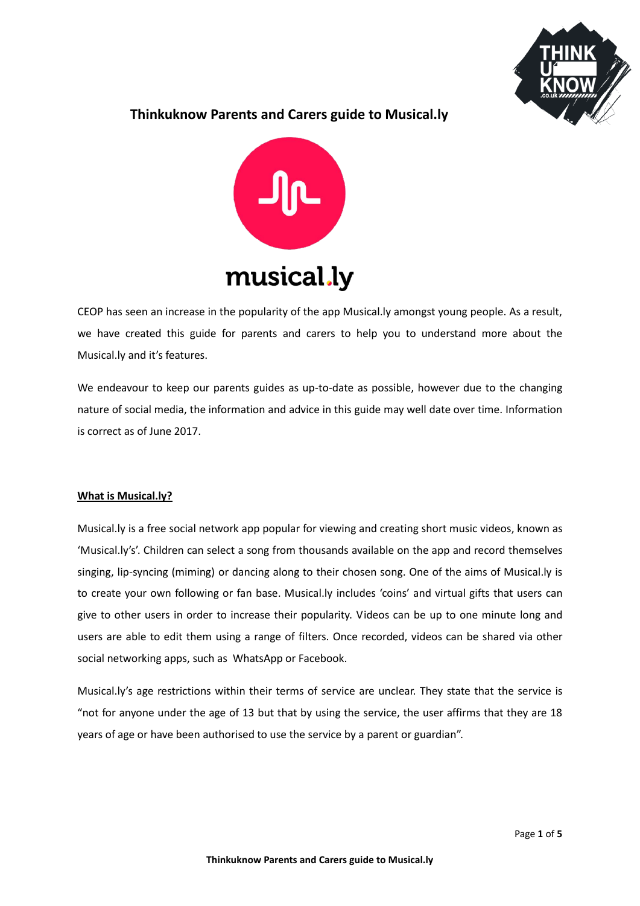# Thinkuknow Parents and Carers guide to Musical.ly

CEOP has seen an increase in the popularity of the app Musical.ly amongst young people. As a result, we have created this guide for parents and carers to help you to understand more about the Musical.ly and it's features.

We endeavour to keep our parents guides as up-to-date as possible, however due to the changing nature of social media, the information and advice in this guide may well date over time. Information is correct as of June 2017.

## What is Musical.ly?

Musical.ly is a free social network app popular for viewing and creating short music videos, known as 'Musical.ly's'. Children can select a song from thousands available on the app and record themselves singing, lip-syncing (miming) or dancing along to their chosen song. One of the aims of Musical.ly is to create your own following or fan base. Musical.ly includes 'coins' and virtual gifts that users can give to other users in order to increase their popularity. Videos can be up to one minute long and users are able to edit them using a range of filters. Once recorded, videos can be shared via other social networking apps, such as WhatsApp or Facebook.

Musical.ly's age restrictions within their terms of service are unclear. They state that the service is "not for anyone under the age of 13 but that by using the service, the user affirms that they are 18 years of age or have been authorised to use the service by a parent or guardian".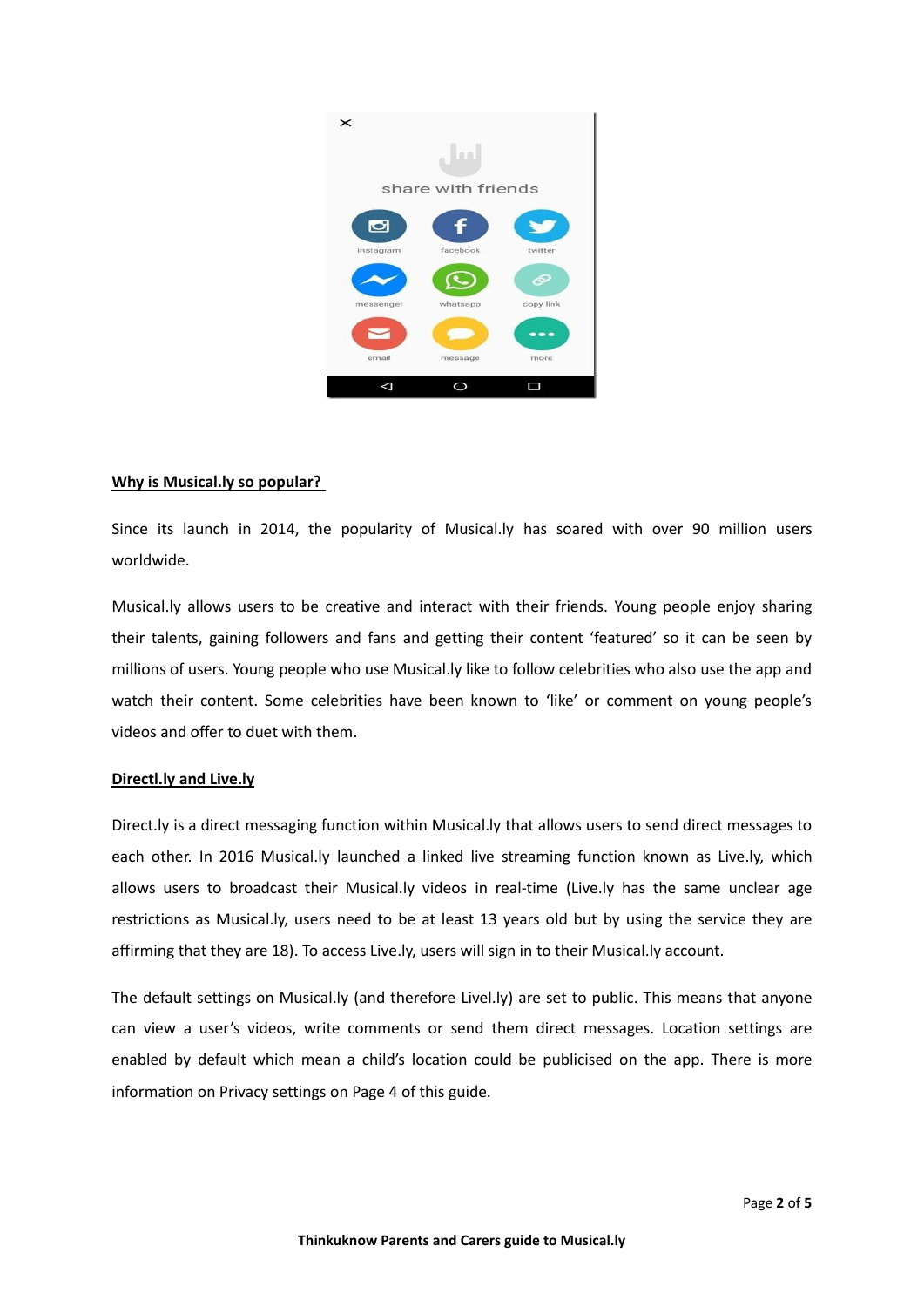## Why is Musical.ly so popular?

Since its launch in 2014, the popularity of Musical.ly has soared with over 90 million users worldwide.

Musical.ly allows users to be creative and interact with their friends. Young people enjoy sharing their talents, gaining followers and fans and getting their content 'featured' so it can be seen by millions of users. Young people who use Musical.ly like to follow celebrities who also use the app and watch their content. Some celebrities have been known to 'like' or comment on young people's videos and offer to duet with them.

## Directl.ly and Live.ly

Direct.ly is a direct messaging function within Musical.ly that allows users to send direct messages to each other. In 2016 Musical.ly launched a linked live streaming function known as Live.ly, which allows users to broadcast their Musical.ly videos in real-time (Live.ly has the same unclear age restrictions as Musical.ly, users need to be at least 13 years old but by using the service they are affirming that they are 18). To access Live.ly, users will sign in to their Musical.ly account.

The default settings on Musical.ly (and therefore Livel.ly) are set to public. This means that anyone can view a user's videos, write comments or send them direct messages. Location settings are enabled by default which mean a child's location could be publicised on the app. There is more information on Privacy settings on Page 4 of this guide.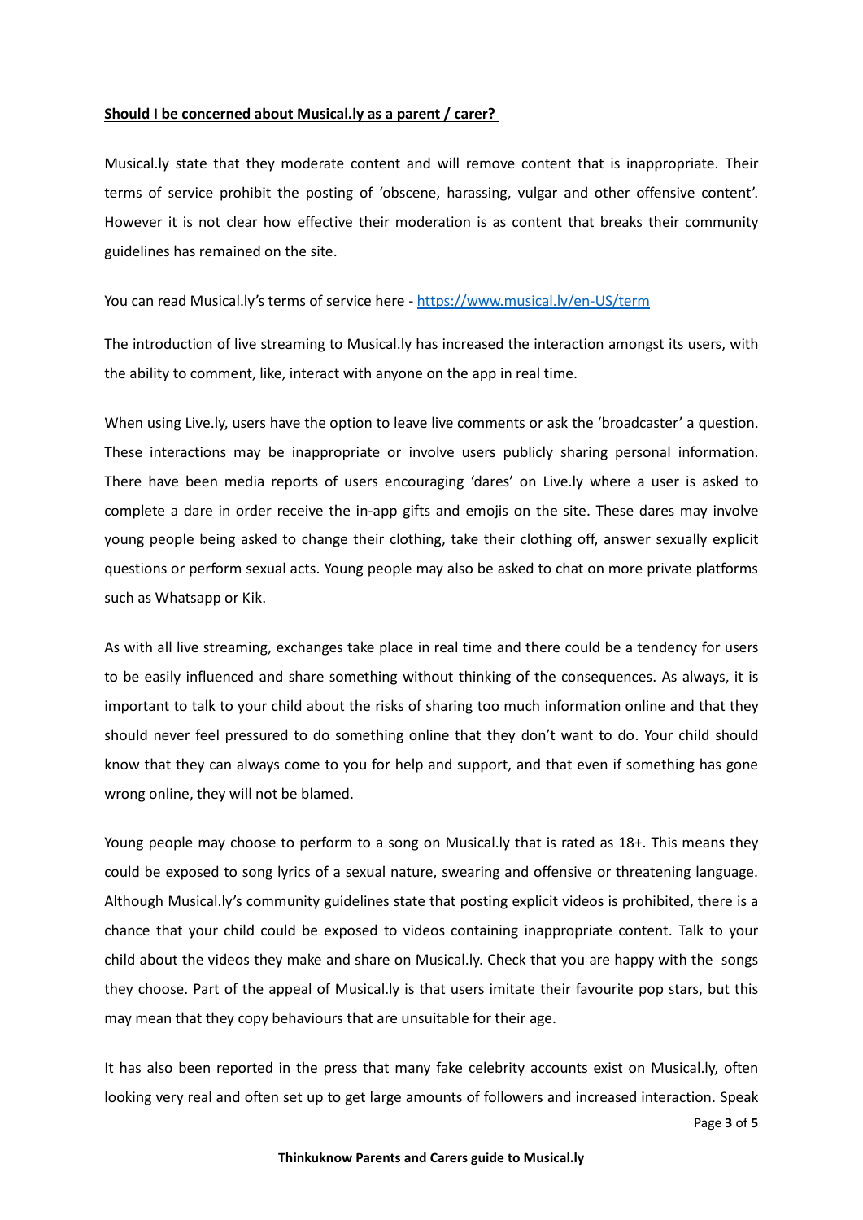## Should I be concerned about Musical.ly as a parent / carer?

Musical.ly state that they moderate content and will remove content that is inappropriate. Their terms of service prohibit the posting of 'obscene, harassing, vulgar and other offensive content'. However it is not clear how effective their moderation is as content that breaks their community guidelines has remained on the site.

You can read Musical.ly's terms of service here - https://www.musical.ly/en-US/term

The introduction of live streaming to Musical.ly has increased the interaction amongst its users, with the ability to comment, like, interact with anyone on the app in real time.

When using Live.ly, users have the option to leave live comments or ask the 'broadcaster' a question. These interactions may be inappropriate or involve users publicly sharing personal information. There have been media reports of users encouraging 'dares' on Live.ly where a user is asked to complete a dare in order receive the in-app gifts and emojis on the site. These dares may involve young people being asked to change their clothing, take their clothing off, answer sexually explicit questions or perform sexual acts. Young people may also be asked to chat on more private platforms such as Whatsapp or Kik.

As with all live streaming, exchanges take place in real time and there could be a tendency for users to be easily influenced and share something without thinking of the consequences. As always, it is important to talk to your child about the risks of sharing too much information online and that they should never feel pressured to do something online that they don't want to do. Your child should know that they can always come to you for help and support, and that even if something has gone wrong online, they will not be blamed.

Young people may choose to perform to a song on Musical.ly that is rated as 18+. This means they could be exposed to song lyrics of a sexual nature, swearing and offensive or threatening language. Although Musical.ly's community guidelines state that posting explicit videos is prohibited, there is a chance that your child could be exposed to videos containing inappropriate content. Talk to your child about the videos they make and share on Musical.ly. Check that you are happy with the songs they choose. Part of the appeal of Musical.ly is that users imitate their favourite pop stars, but this may mean that they copy behaviours that are unsuitable for their age.

It has also been reported in the press that many fake celebrity accounts exist on Musical.ly, often looking very real and often set up to get large amounts of followers and increased interaction. Speak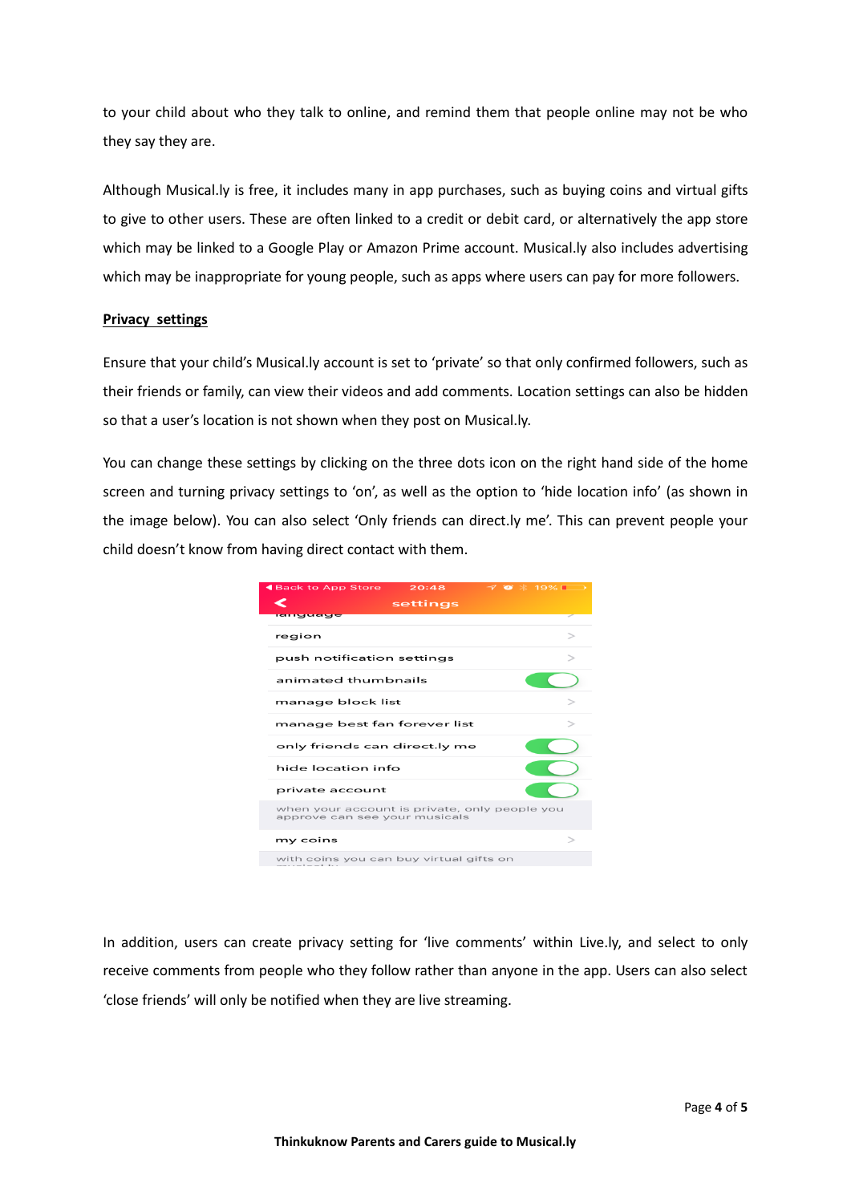to your child about who they talk to online, and remind them that people online may not be who they say they are.

Although Musical.ly is free, it includes many in app purchases, such as buying coins and virtual gifts to give to other users. These are often linked to a credit or debit card, or alternatively the app store which may be linked to a Google Play or Amazon Prime account. Musical.ly also includes advertising which may be inappropriate for young people, such as apps where users can pay for more followers.

**Privacy settings**

Ensure that your child's Musical.ly account is set to 'private' so that only confirmed followers, such as their friends or family, can view their videos and add comments. Location settings can also be hidden so that a user's location is not shown when they post on Musical.ly.

You can change these settings by clicking on the three dots icon on the right hand side of the home screen and turning privacy settings to 'on', as well as the option to 'hide location info' (as shown in the image below). You can also select 'Only friends can direct.ly me'. This can prevent people your child doesn't know from having direct contact with them.

In addition, users can create privacy setting for 'live comments' within Live.ly, and select to only receive comments from people who they follow rather than anyone in the app. Users can also select 'close friends' will only be notified when they are live streaming.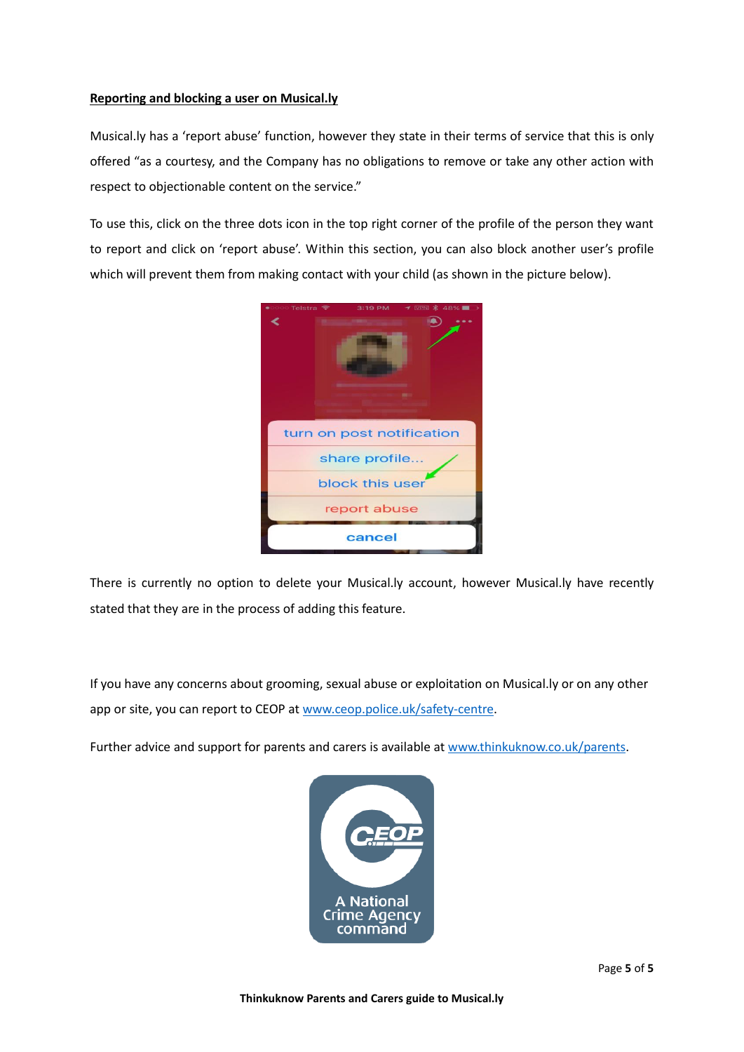**Reporting and blocking a user on Musical.ly**

Musical.ly has a 'report abuse' function, however they state in their terms of service that this is only offered "as a courtesy, and the Company has no obligations to remove or take any other action with respect to objectionable content on the service."

To use this, click on the three dots icon in the top right corner of the profile of the person they want to report and click on 'report abuse'. Within this section, you can also block another user's profile which will prevent them from making contact with your child (as shown in the picture below).

There is currently no option to delete your Musical.ly account, however Musical.ly have recently stated that they are in the process of adding this feature.

If you have any concerns about grooming, sexual abuse or exploitation on Musical.ly or on any other app or site, you can report to CEOP at [www.ceop.police.uk/safety-centre](www.ceop.police.uk/safety-centre).

Further advice and support for parents and carers is available at [www.thinkuknow.co.uk/parents](www.thinkuknow.co.uk/parents).